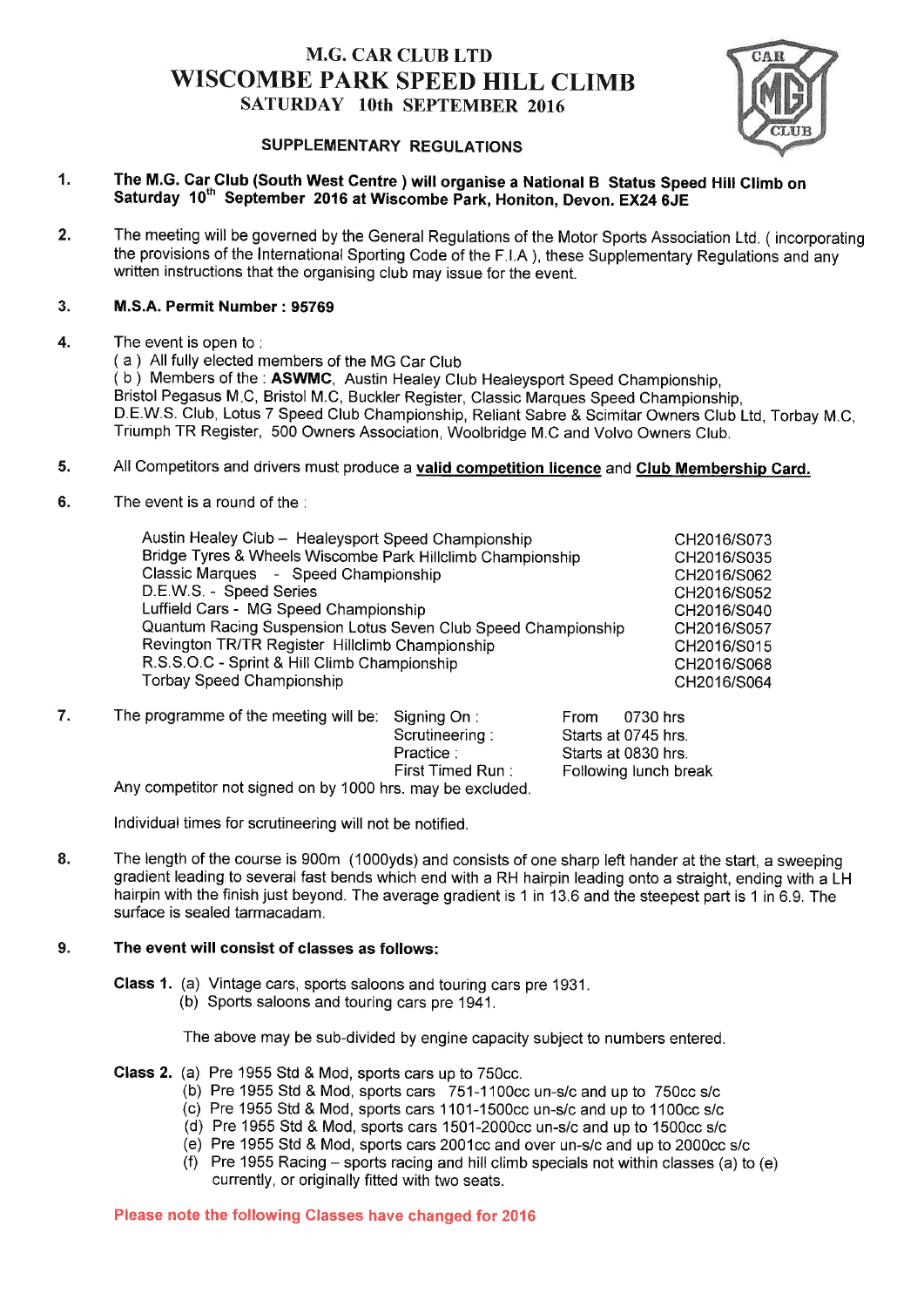# M.G. CAR CLUB LTD
# WISCOMBE PARK SPEED HILL CLIMB
## SATURDAY 10th SEPTEMBER 2016

### SUPPLEMENTARY REGULATIONS

1. **The M.G. Car Club (South West Centre ) will organise a National B Status Speed Hill Climb on Saturday 10th September 2016 at Wiscombe Park, Honiton, Devon. EX24 6JE**

2. The meeting will be governed by the General Regulations of the Motor Sports Association Ltd. ( incorporating the provisions of the International Sporting Code of the F.I.A ), these Supplementary Regulations and any written instructions that the organising club may issue for the event.

3. **M.S.A. Permit Number : 95769**

4. The event is open to :
   ( a ) All fully elected members of the MG Car Club
   ( b ) Members of the : **ASWMC**, Austin Healey Club Healeysport Speed Championship, Bristol Pegasus M.C, Bristol M.C, Buckler Register, Classic Marques Speed Championship, D.E.W.S. Club, Lotus 7 Speed Club Championship, Reliant Sabre & Scimitar Owners Club Ltd, Torbay M.C, Triumph TR Register, 500 Owners Association, Woolbridge M.C and Volvo Owners Club.

5. All Competitors and drivers must produce a **valid competition licence** and **Club Membership Card.**

6. The event is a round of the :

| | |
|---|---|
| Austin Healey Club – Healeysport Speed Championship | CH2016/S073 |
| Bridge Tyres & Wheels Wiscombe Park Hillclimb Championship | CH2016/S035 |
| Classic Marques - Speed Championship | CH2016/S062 |
| D.E.W.S. - Speed Series | CH2016/S052 |
| Luffield Cars - MG Speed Championship | CH2016/S040 |
| Quantum Racing Suspension Lotus Seven Club Speed Championship | CH2016/S057 |
| Revington TR/TR Register Hillclimb Championship | CH2016/S015 |
| R.S.S.O.C - Sprint & Hill Climb Championship | CH2016/S068 |
| Torbay Speed Championship | CH2016/S064 |

7. The programme of the meeting will be:

| | |
|---|---|
| Signing On : | From 0730 hrs |
| Scrutineering : | Starts at 0745 hrs. |
| Practice : | Starts at 0830 hrs. |
| First Timed Run : | Following lunch break |

   Any competitor not signed on by 1000 hrs. may be excluded.

   Individual times for scrutineering will not be notified.

8. The length of the course is 900m (1000yds) and consists of one sharp left hander at the start, a sweeping gradient leading to several fast bends which end with a RH hairpin leading onto a straight, ending with a LH hairpin with the finish just beyond. The average gradient is 1 in 13.6 and the steepest part is 1 in 6.9. The surface is sealed tarmacadam.

9. **The event will consist of classes as follows:**

   **Class 1.** (a) Vintage cars, sports saloons and touring cars pre 1931.
   (b) Sports saloons and touring cars pre 1941.

   The above may be sub-divided by engine capacity subject to numbers entered.

   **Class 2.** (a) Pre 1955 Std & Mod, sports cars up to 750cc.
   (b) Pre 1955 Std & Mod, sports cars 751-1100cc un-s/c and up to 750cc s/c
   (c) Pre 1955 Std & Mod, sports cars 1101-1500cc un-s/c and up to 1100cc s/c
   (d) Pre 1955 Std & Mod, sports cars 1501-2000cc un-s/c and up to 1500cc s/c
   (e) Pre 1955 Std & Mod, sports cars 2001cc and over un-s/c and up to 2000cc s/c
   (f) Pre 1955 Racing – sports racing and hill climb specials not within classes (a) to (e) currently, or originally fitted with two seats.

**Please note the following Classes have changed for 2016**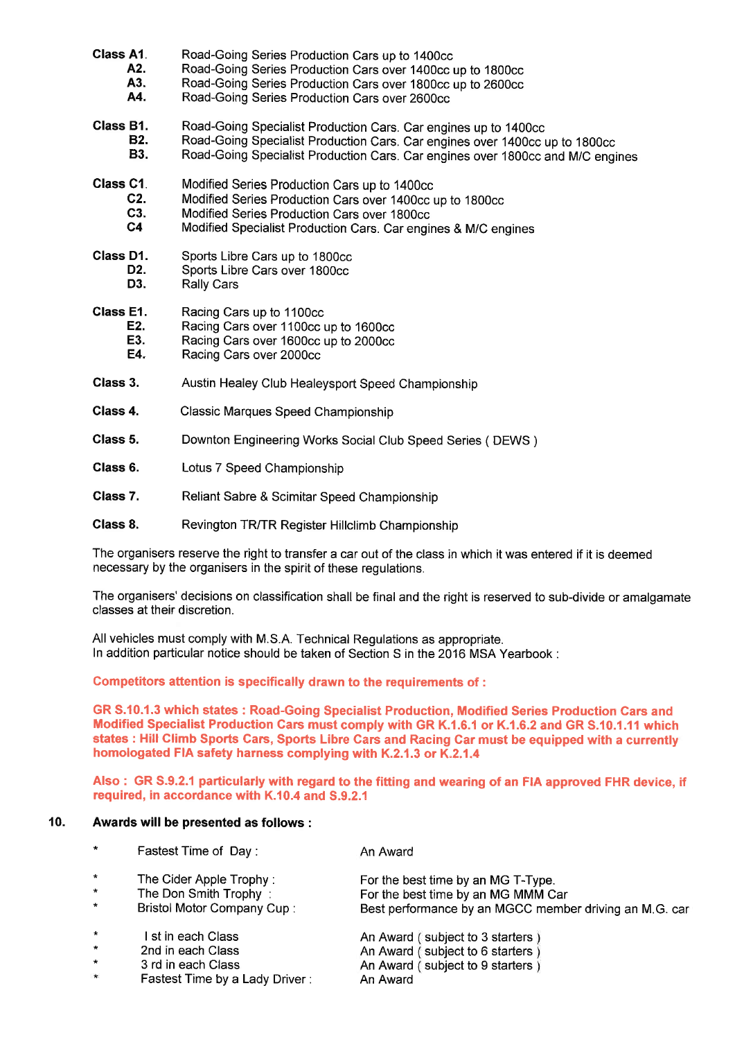**Class A1.** Road-Going Series Production Cars up to 1400cc
**A2.** Road-Going Series Production Cars over 1400cc up to 1800cc
**A3.** Road-Going Series Production Cars over 1800cc up to 2600cc
**A4.** Road-Going Series Production Cars over 2600cc

**Class B1.** Road-Going Specialist Production Cars. Car engines up to 1400cc
**B2.** Road-Going Specialist Production Cars. Car engines over 1400cc up to 1800cc
**B3.** Road-Going Specialist Production Cars. Car engines over 1800cc and M/C engines

**Class C1.** Modified Series Production Cars up to 1400cc
**C2.** Modified Series Production Cars over 1400cc up to 1800cc
**C3.** Modified Series Production Cars over 1800cc
**C4** Modified Specialist Production Cars. Car engines & M/C engines

**Class D1.** Sports Libre Cars up to 1800cc
**D2.** Sports Libre Cars over 1800cc
**D3.** Rally Cars

**Class E1.** Racing Cars up to 1100cc
**E2.** Racing Cars over 1100cc up to 1600cc
**E3.** Racing Cars over 1600cc up to 2000cc
**E4.** Racing Cars over 2000cc

**Class 3.** Austin Healey Club Healeysport Speed Championship

**Class 4.** Classic Marques Speed Championship

**Class 5.** Downton Engineering Works Social Club Speed Series ( DEWS )

**Class 6.** Lotus 7 Speed Championship

**Class 7.** Reliant Sabre & Scimitar Speed Championship

**Class 8.** Revington TR/TR Register Hillclimb Championship

The organisers reserve the right to transfer a car out of the class in which it was entered if it is deemed necessary by the organisers in the spirit of these regulations.

The organisers' decisions on classification shall be final and the right is reserved to sub-divide or amalgamate classes at their discretion.

All vehicles must comply with M.S.A. Technical Regulations as appropriate.
In addition particular notice should be taken of Section S in the 2016 MSA Yearbook :

**Competitors attention is specifically drawn to the requirements of :**

**GR S.10.1.3 which states : Road-Going Specialist Production, Modified Series Production Cars and Modified Specialist Production Cars must comply with GR K.1.6.1 or K.1.6.2 and GR S.10.1.11 which states : Hill Climb Sports Cars, Sports Libre Cars and Racing Car must be equipped with a currently homologated FIA safety harness complying with K.2.1.3 or K.2.1.4**

**Also : GR S.9.2.1 particularly with regard to the fitting and wearing of an FIA approved FHR device, if required, in accordance with K.10.4 and S.9.2.1**

## 10. Awards will be presented as follows :

| | | |
|---|---|---|
| * | Fastest Time of Day : | An Award |
| * | The Cider Apple Trophy : | For the best time by an MG T-Type. |
| * | The Don Smith Trophy : | For the best time by an MG MMM Car |
| * | Bristol Motor Company Cup : | Best performance by an MGCC member driving an M.G. car |
| * | I st in each Class | An Award ( subject to 3 starters ) |
| * | 2nd in each Class | An Award ( subject to 6 starters ) |
| * | 3 rd in each Class | An Award ( subject to 9 starters ) |
| * | Fastest Time by a Lady Driver : | An Award |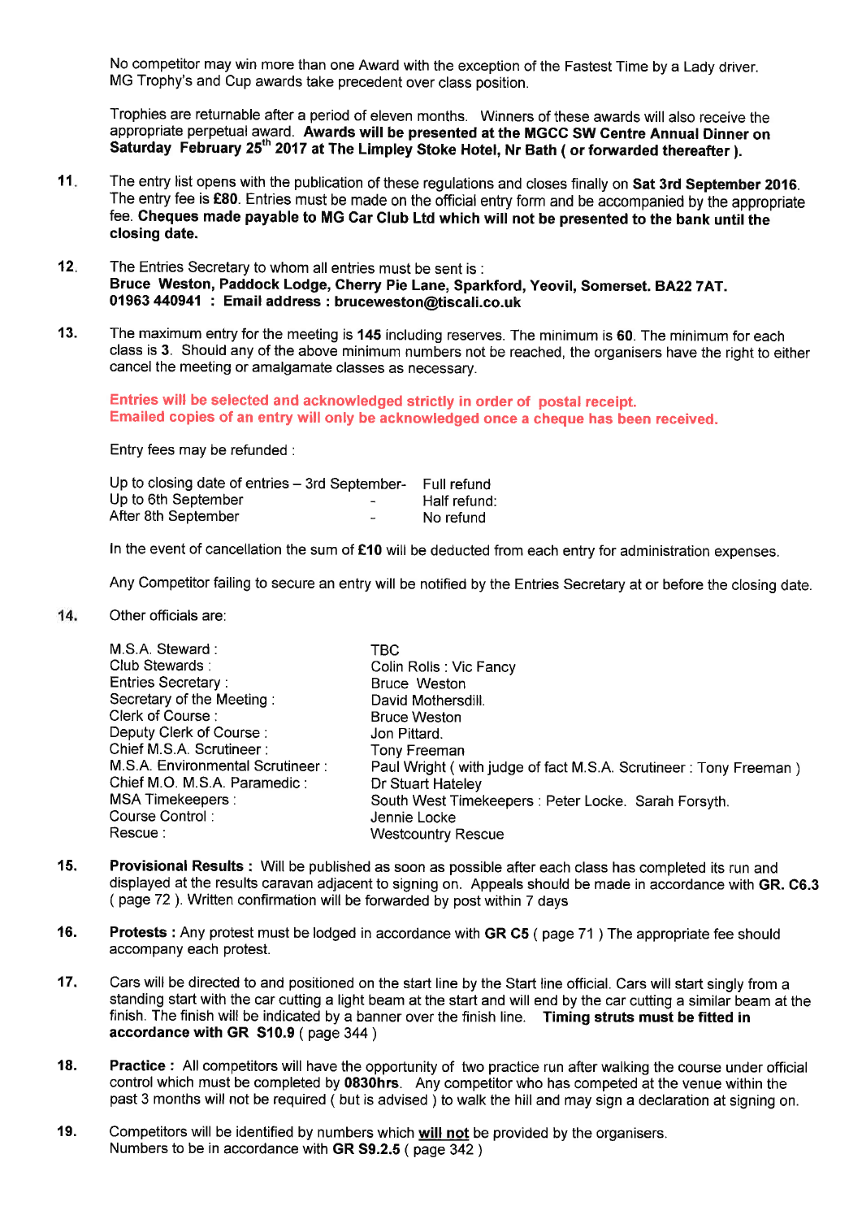No competitor may win more than one Award with the exception of the Fastest Time by a Lady driver. MG Trophy's and Cup awards take precedent over class position.

Trophies are returnable after a period of eleven months. Winners of these awards will also receive the appropriate perpetual award. **Awards will be presented at the MGCC SW Centre Annual Dinner on Saturday February 25th 2017 at The Limpley Stoke Hotel, Nr Bath ( or forwarded thereafter ).**

**11.** The entry list opens with the publication of these regulations and closes finally on **Sat 3rd September 2016**. The entry fee is **£80**. Entries must be made on the official entry form and be accompanied by the appropriate fee. **Cheques made payable to MG Car Club Ltd which will not be presented to the bank until the closing date.**

**12.** The Entries Secretary to whom all entries must be sent is :
**Bruce Weston, Paddock Lodge, Cherry Pie Lane, Sparkford, Yeovil, Somerset. BA22 7AT.**
**01963 440941 : Email address : bruceweston@tiscali.co.uk**

**13.** The maximum entry for the meeting is **145** including reserves. The minimum is **60**. The minimum for each class is **3**. Should any of the above minimum numbers not be reached, the organisers have the right to either cancel the meeting or amalgamate classes as necessary.

**Entries will be selected and acknowledged strictly in order of postal receipt.**
**Emailed copies of an entry will only be acknowledged once a cheque has been received.**

Entry fees may be refunded :

| | | |
|---|---|---|
| Up to closing date of entries – 3rd September | - | Full refund |
| Up to 6th September | - | Half refund: |
| After 8th September | - | No refund |

In the event of cancellation the sum of **£10** will be deducted from each entry for administration expenses.

Any Competitor failing to secure an entry will be notified by the Entries Secretary at or before the closing date.

**14.** Other officials are:

| | |
|---|---|
| M.S.A. Steward : | TBC |
| Club Stewards : | Colin Rolls : Vic Fancy |
| Entries Secretary : | Bruce Weston |
| Secretary of the Meeting : | David Mothersdill. |
| Clerk of Course : | Bruce Weston |
| Deputy Clerk of Course : | Jon Pittard. |
| Chief M.S.A. Scrutineer : | Tony Freeman |
| M.S.A. Environmental Scrutineer : | Paul Wright ( with judge of fact M.S.A. Scrutineer : Tony Freeman ) |
| Chief M.O. M.S.A. Paramedic : | Dr Stuart Hateley |
| MSA Timekeepers : | South West Timekeepers : Peter Locke. Sarah Forsyth. |
| Course Control : | Jennie Locke |
| Rescue : | Westcountry Rescue |

**15.** **Provisional Results :** Will be published as soon as possible after each class has completed its run and displayed at the results caravan adjacent to signing on. Appeals should be made in accordance with **GR. C6.3** ( page 72 ). Written confirmation will be forwarded by post within 7 days

**16.** **Protests :** Any protest must be lodged in accordance with **GR C5** ( page 71 ) The appropriate fee should accompany each protest.

**17.** Cars will be directed to and positioned on the start line by the Start line official. Cars will start singly from a standing start with the car cutting a light beam at the start and will end by the car cutting a similar beam at the finish. The finish will be indicated by a banner over the finish line. **Timing struts must be fitted in accordance with GR S10.9** ( page 344 )

**18.** **Practice :** All competitors will have the opportunity of two practice run after walking the course under official control which must be completed by **0830hrs**. Any competitor who has competed at the venue within the past 3 months will not be required ( but is advised ) to walk the hill and may sign a declaration at signing on.

**19.** Competitors will be identified by numbers which **will not** be provided by the organisers. Numbers to be in accordance with **GR S9.2.5** ( page 342 )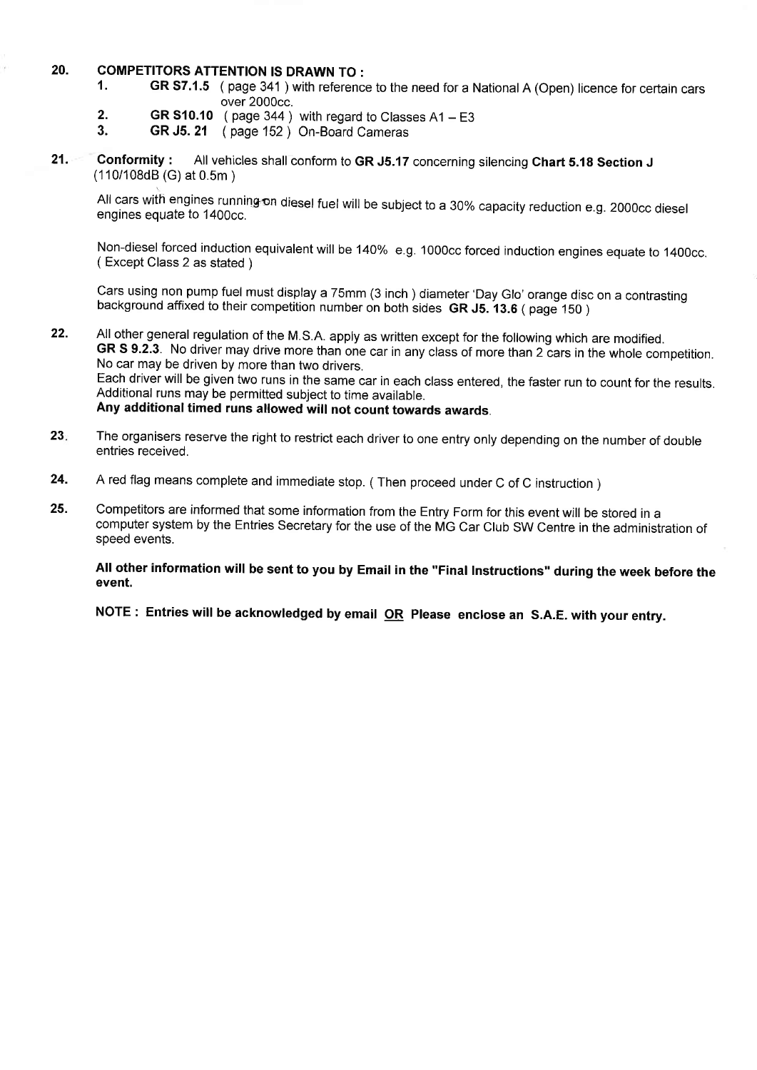**20. COMPETITORS ATTENTION IS DRAWN TO :**

1. **GR S7.1.5** ( page 341 ) with reference to the need for a National A (Open) licence for certain cars over 2000cc.
2. **GR S10.10** ( page 344 ) with regard to Classes A1 – E3
3. **GR J5. 21** ( page 152 ) On-Board Cameras

**21. Conformity :** All vehicles shall conform to **GR J5.17** concerning silencing **Chart 5.18 Section J** (110/108dB (G) at 0.5m )

All cars with engines running on diesel fuel will be subject to a 30% capacity reduction e.g. 2000cc diesel engines equate to 1400cc.

Non-diesel forced induction equivalent will be 140% e.g. 1000cc forced induction engines equate to 1400cc. ( Except Class 2 as stated )

Cars using non pump fuel must display a 75mm (3 inch ) diameter 'Day Glo' orange disc on a contrasting background affixed to their competition number on both sides **GR J5. 13.6** ( page 150 )

**22.** All other general regulation of the M.S.A. apply as written except for the following which are modified.
**GR S 9.2.3**. No driver may drive more than one car in any class of more than 2 cars in the whole competition. No car may be driven by more than two drivers.
Each driver will be given two runs in the same car in each class entered, the faster run to count for the results. Additional runs may be permitted subject to time available.
**Any additional timed runs allowed will not count towards awards**.

**23.** The organisers reserve the right to restrict each driver to one entry only depending on the number of double entries received.

**24.** A red flag means complete and immediate stop. ( Then proceed under C of C instruction )

**25.** Competitors are informed that some information from the Entry Form for this event will be stored in a computer system by the Entries Secretary for the use of the MG Car Club SW Centre in the administration of speed events.

**All other information will be sent to you by Email in the "Final Instructions" during the week before the event.**

**NOTE : Entries will be acknowledged by email <u>OR</u> Please enclose an S.A.E. with your entry.**